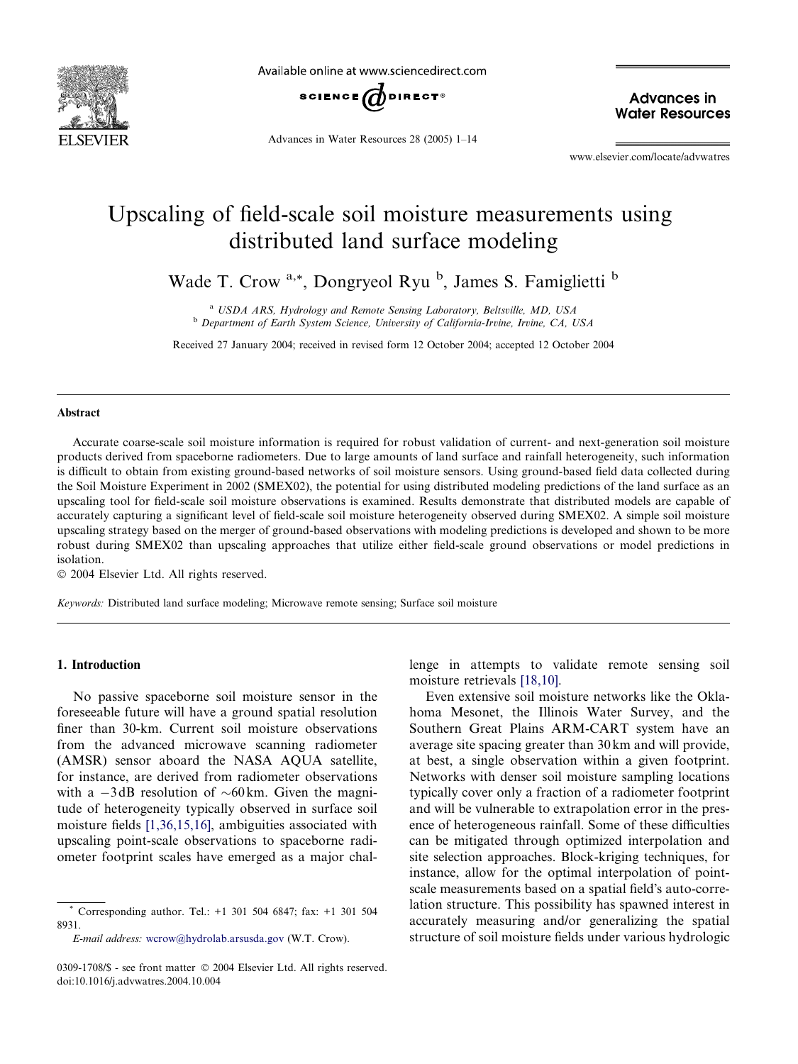# Upscaling of field-scale soil moisture measurements using distributed land surface modeling

Wade T. Crow [a,*], Dongryeol Ryu [b], James S. Famiglietti [b]

[a] *USDA ARS, Hydrology and Remote Sensing Laboratory, Beltsville, MD, USA*
[b] *Department of Earth System Science, University of California-Irvine, Irvine, CA, USA*

Received 27 January 2004; received in revised form 12 October 2004; accepted 12 October 2004

## Abstract

Accurate coarse-scale soil moisture information is required for robust validation of current- and next-generation soil moisture products derived from spaceborne radiometers. Due to large amounts of land surface and rainfall heterogeneity, such information is difficult to obtain from existing ground-based networks of soil moisture sensors. Using ground-based field data collected during the Soil Moisture Experiment in 2002 (SMEX02), the potential for using distributed modeling predictions of the land surface as an upscaling tool for field-scale soil moisture observations is examined. Results demonstrate that distributed models are capable of accurately capturing a significant level of field-scale soil moisture heterogeneity observed during SMEX02. A simple soil moisture upscaling strategy based on the merger of ground-based observations with modeling predictions is developed and shown to be more robust during SMEX02 than upscaling approaches that utilize either field-scale ground observations or model predictions in isolation.

© 2004 Elsevier Ltd. All rights reserved.

*Keywords:* Distributed land surface modeling; Microwave remote sensing; Surface soil moisture

## 1. Introduction

No passive spaceborne soil moisture sensor in the foreseeable future will have a ground spatial resolution finer than 30-km. Current soil moisture observations from the advanced microwave scanning radiometer (AMSR) sensor aboard the NASA AQUA satellite, for instance, are derived from radiometer observations with a −3 dB resolution of ∼60 km. Given the magnitude of heterogeneity typically observed in surface soil moisture fields [1,36,15,16], ambiguities associated with upscaling point-scale observations to spaceborne radiometer footprint scales have emerged as a major challenge in attempts to validate remote sensing soil moisture retrievals [18,10].

Even extensive soil moisture networks like the Oklahoma Mesonet, the Illinois Water Survey, and the Southern Great Plains ARM-CART system have an average site spacing greater than 30 km and will provide, at best, a single observation within a given footprint. Networks with denser soil moisture sampling locations typically cover only a fraction of a radiometer footprint and will be vulnerable to extrapolation error in the presence of heterogeneous rainfall. Some of these difficulties can be mitigated through optimized interpolation and site selection approaches. Block-kriging techniques, for instance, allow for the optimal interpolation of point-scale measurements based on a spatial field's auto-correlation structure. This possibility has spawned interest in accurately measuring and/or generalizing the spatial structure of soil moisture fields under various hydrologic

\* Corresponding author. Tel.: +1 301 504 6847; fax: +1 301 504 8931.

*E-mail address:* wcrow@hydrolab.arsusda.gov (W.T. Crow).

0309-1708/$ - see front matter © 2004 Elsevier Ltd. All rights reserved.
doi:10.1016/j.advwatres.2004.10.004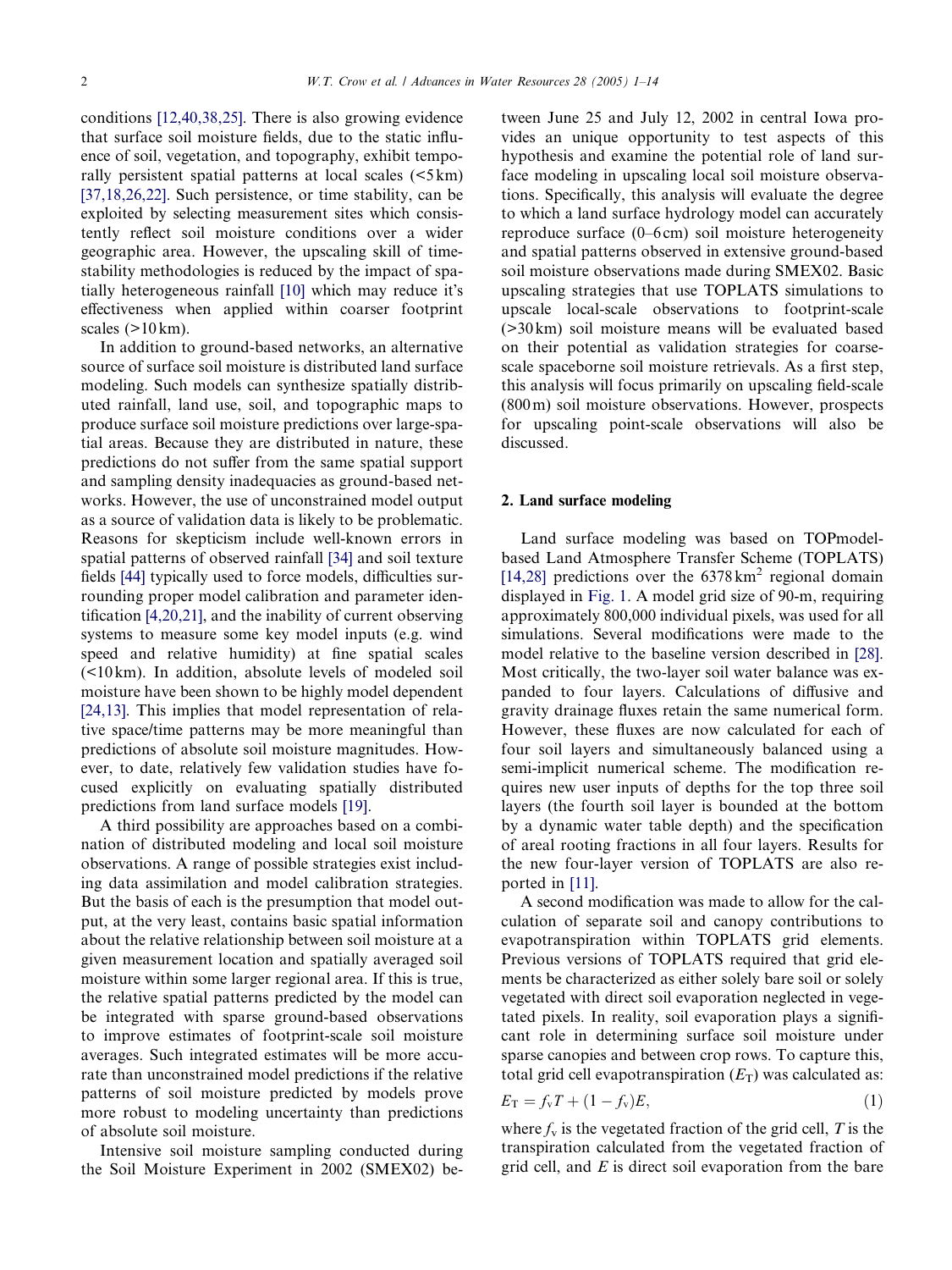conditions [12,40,38,25]. There is also growing evidence that surface soil moisture fields, due to the static influence of soil, vegetation, and topography, exhibit temporally persistent spatial patterns at local scales (<5 km) [37,18,26,22]. Such persistence, or time stability, can be exploited by selecting measurement sites which consistently reflect soil moisture conditions over a wider geographic area. However, the upscaling skill of time-stability methodologies is reduced by the impact of spatially heterogeneous rainfall [10] which may reduce it's effectiveness when applied within coarser footprint scales (>10 km).

In addition to ground-based networks, an alternative source of surface soil moisture is distributed land surface modeling. Such models can synthesize spatially distributed rainfall, land use, soil, and topographic maps to produce surface soil moisture predictions over large-spatial areas. Because they are distributed in nature, these predictions do not suffer from the same spatial support and sampling density inadequacies as ground-based networks. However, the use of unconstrained model output as a source of validation data is likely to be problematic. Reasons for skepticism include well-known errors in spatial patterns of observed rainfall [34] and soil texture fields [44] typically used to force models, difficulties surrounding proper model calibration and parameter identification [4,20,21], and the inability of current observing systems to measure some key model inputs (e.g. wind speed and relative humidity) at fine spatial scales (<10 km). In addition, absolute levels of modeled soil moisture have been shown to be highly model dependent [24,13]. This implies that model representation of relative space/time patterns may be more meaningful than predictions of absolute soil moisture magnitudes. However, to date, relatively few validation studies have focused explicitly on evaluating spatially distributed predictions from land surface models [19].

A third possibility are approaches based on a combination of distributed modeling and local soil moisture observations. A range of possible strategies exist including data assimilation and model calibration strategies. But the basis of each is the presumption that model output, at the very least, contains basic spatial information about the relative relationship between soil moisture at a given measurement location and spatially averaged soil moisture within some larger regional area. If this is true, the relative spatial patterns predicted by the model can be integrated with sparse ground-based observations to improve estimates of footprint-scale soil moisture averages. Such integrated estimates will be more accurate than unconstrained model predictions if the relative patterns of soil moisture predicted by models prove more robust to modeling uncertainty than predictions of absolute soil moisture.

Intensive soil moisture sampling conducted during the Soil Moisture Experiment in 2002 (SMEX02) between June 25 and July 12, 2002 in central Iowa provides an unique opportunity to test aspects of this hypothesis and examine the potential role of land surface modeling in upscaling local soil moisture observations. Specifically, this analysis will evaluate the degree to which a land surface hydrology model can accurately reproduce surface (0–6 cm) soil moisture heterogeneity and spatial patterns observed in extensive ground-based soil moisture observations made during SMEX02. Basic upscaling strategies that use TOPLATS simulations to upscale local-scale observations to footprint-scale (>30 km) soil moisture means will be evaluated based on their potential as validation strategies for coarse-scale spaceborne soil moisture retrievals. As a first step, this analysis will focus primarily on upscaling field-scale (800 m) soil moisture observations. However, prospects for upscaling point-scale observations will also be discussed.

## 2. Land surface modeling

Land surface modeling was based on TOPmodel-based Land Atmosphere Transfer Scheme (TOPLATS) [14,28] predictions over the 6378 km$^2$ regional domain displayed in Fig. 1. A model grid size of 90-m, requiring approximately 800,000 individual pixels, was used for all simulations. Several modifications were made to the model relative to the baseline version described in [28]. Most critically, the two-layer soil water balance was expanded to four layers. Calculations of diffusive and gravity drainage fluxes retain the same numerical form. However, these fluxes are now calculated for each of four soil layers and simultaneously balanced using a semi-implicit numerical scheme. The modification requires new user inputs of depths for the top three soil layers (the fourth soil layer is bounded at the bottom by a dynamic water table depth) and the specification of areal rooting fractions in all four layers. Results for the new four-layer version of TOPLATS are also reported in [11].

A second modification was made to allow for the calculation of separate soil and canopy contributions to evapotranspiration within TOPLATS grid elements. Previous versions of TOPLATS required that grid elements be characterized as either solely bare soil or solely vegetated with direct soil evaporation neglected in vegetated pixels. In reality, soil evaporation plays a significant role in determining surface soil moisture under sparse canopies and between crop rows. To capture this, total grid cell evapotranspiration ($E_T$) was calculated as:

$$E_T = f_v T + (1 - f_v)E, \tag{1}$$

where $f_v$ is the vegetated fraction of the grid cell, $T$ is the transpiration calculated from the vegetated fraction of grid cell, and $E$ is direct soil evaporation from the bare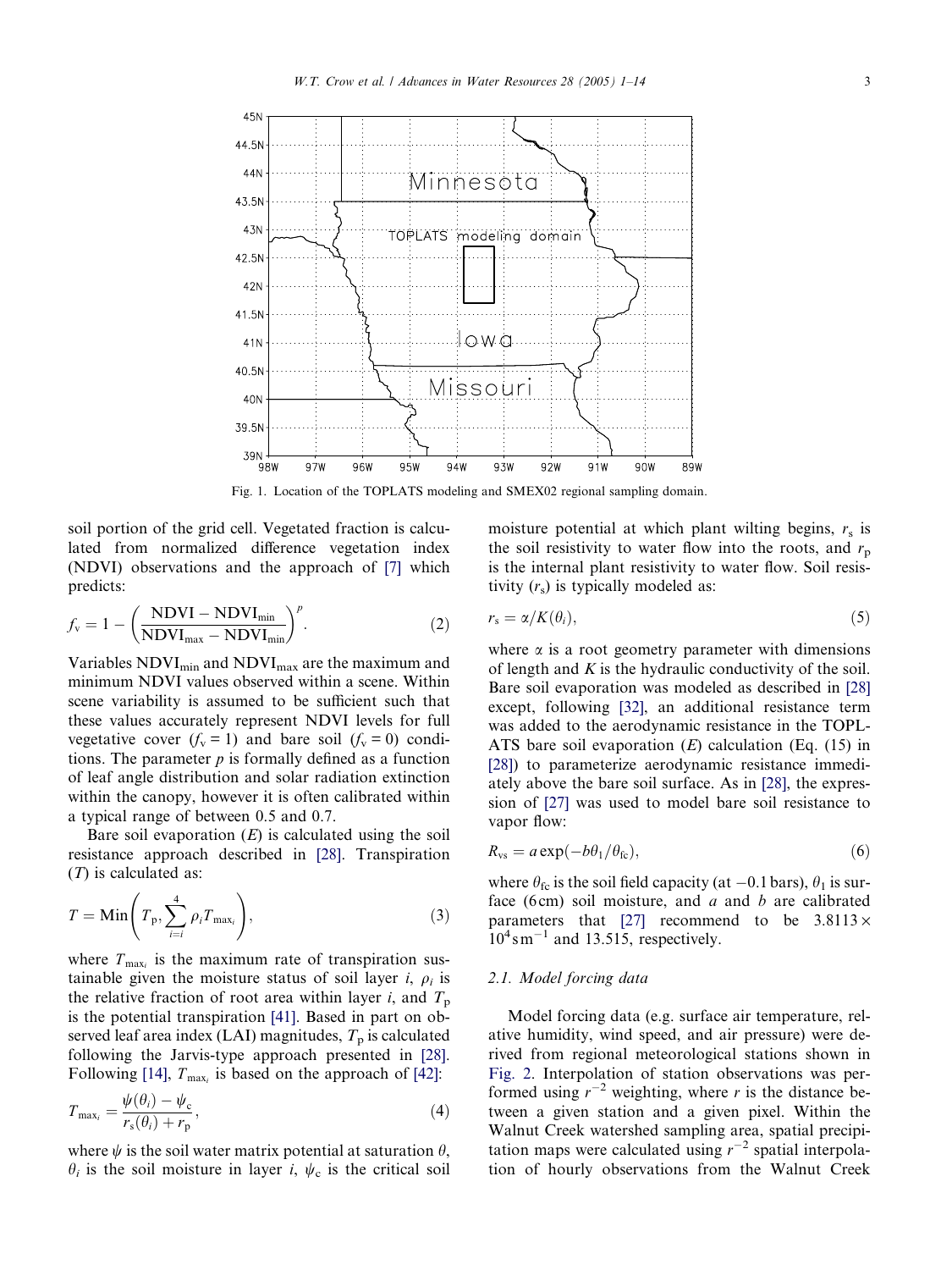Fig. 1. Location of the TOPLATS modeling and SMEX02 regional sampling domain.

soil portion of the grid cell. Vegetated fraction is calculated from normalized difference vegetation index (NDVI) observations and the approach of [7] which predicts:

$$f_v = 1 - \left(\frac{\text{NDVI} - \text{NDVI}_{\min}}{\text{NDVI}_{\max} - \text{NDVI}_{\min}}\right)^p. \tag{2}$$

Variables $\text{NDVI}_{\min}$ and $\text{NDVI}_{\max}$ are the maximum and minimum NDVI values observed within a scene. Within scene variability is assumed to be sufficient such that these values accurately represent NDVI levels for full vegetative cover ($f_v = 1$) and bare soil ($f_v = 0$) conditions. The parameter $p$ is formally defined as a function of leaf angle distribution and solar radiation extinction within the canopy, however it is often calibrated within a typical range of between 0.5 and 0.7.

Bare soil evaporation ($E$) is calculated using the soil resistance approach described in [28]. Transpiration ($T$) is calculated as:

$$T = \text{Min}\left(T_p, \sum_{i=i}^{4} \rho_i T_{\max_i}\right), \tag{3}$$

where $T_{\max_i}$ is the maximum rate of transpiration sustainable given the moisture status of soil layer $i$, $\rho_i$ is the relative fraction of root area within layer $i$, and $T_p$ is the potential transpiration [41]. Based in part on observed leaf area index (LAI) magnitudes, $T_p$ is calculated following the Jarvis-type approach presented in [28]. Following [14], $T_{\max_i}$ is based on the approach of [42]:

$$T_{\max_i} = \frac{\psi(\theta_i) - \psi_c}{r_s(\theta_i) + r_p}, \tag{4}$$

where $\psi$ is the soil water matrix potential at saturation $\theta$, $\theta_i$ is the soil moisture in layer $i$, $\psi_c$ is the critical soil moisture potential at which plant wilting begins, $r_s$ is the soil resistivity to water flow into the roots, and $r_p$ is the internal plant resistivity to water flow. Soil resistivity ($r_s$) is typically modeled as:

$$r_s = \alpha / K(\theta_i), \tag{5}$$

where $\alpha$ is a root geometry parameter with dimensions of length and $K$ is the hydraulic conductivity of the soil. Bare soil evaporation was modeled as described in [28] except, following [32], an additional resistance term was added to the aerodynamic resistance in the TOPLATS bare soil evaporation ($E$) calculation (Eq. (15) in [28]) to parameterize aerodynamic resistance immediately above the bare soil surface. As in [28], the expression of [27] was used to model bare soil resistance to vapor flow:

$$R_{vs} = a \exp(-b\theta_1/\theta_{fc}), \tag{6}$$

where $\theta_{fc}$ is the soil field capacity (at $-0.1$ bars), $\theta_1$ is surface (6 cm) soil moisture, and $a$ and $b$ are calibrated parameters that [27] recommend to be $3.8113 \times 10^4\,\text{s}\,\text{m}^{-1}$ and 13.515, respectively.

### 2.1. Model forcing data

Model forcing data (e.g. surface air temperature, relative humidity, wind speed, and air pressure) were derived from regional meteorological stations shown in Fig. 2. Interpolation of station observations was performed using $r^{-2}$ weighting, where $r$ is the distance between a given station and a given pixel. Within the Walnut Creek watershed sampling area, spatial precipitation maps were calculated using $r^{-2}$ spatial interpolation of hourly observations from the Walnut Creek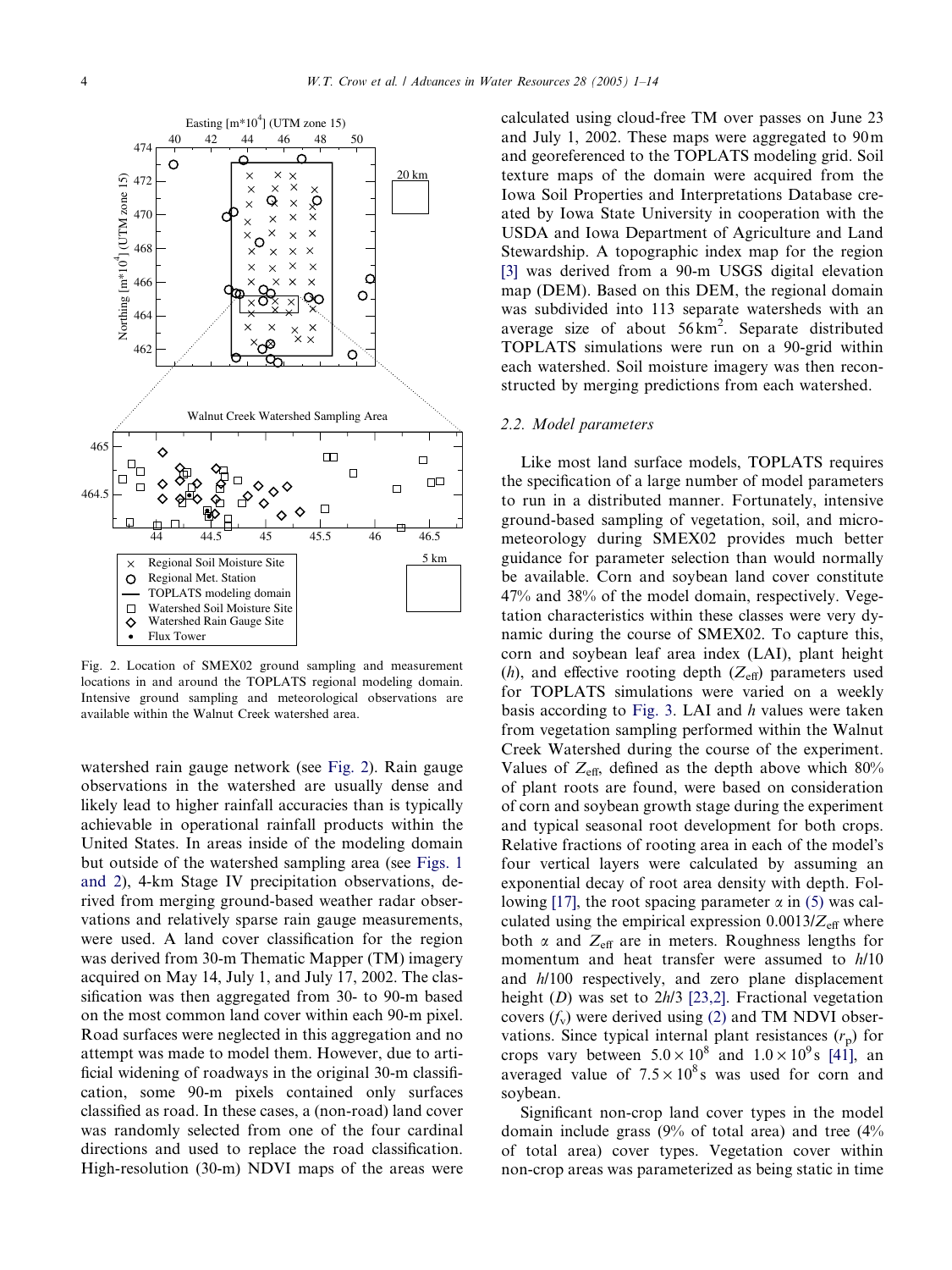Fig. 2. Location of SMEX02 ground sampling and measurement locations in and around the TOPLATS regional modeling domain. Intensive ground sampling and meteorological observations are available within the Walnut Creek watershed area.

watershed rain gauge network (see Fig. 2). Rain gauge observations in the watershed are usually dense and likely lead to higher rainfall accuracies than is typically achievable in operational rainfall products within the United States. In areas inside of the modeling domain but outside of the watershed sampling area (see Figs. 1 and 2), 4-km Stage IV precipitation observations, derived from merging ground-based weather radar observations and relatively sparse rain gauge measurements, were used. A land cover classification for the region was derived from 30-m Thematic Mapper (TM) imagery acquired on May 14, July 1, and July 17, 2002. The classification was then aggregated from 30- to 90-m based on the most common land cover within each 90-m pixel. Road surfaces were neglected in this aggregation and no attempt was made to model them. However, due to artificial widening of roadways in the original 30-m classification, some 90-m pixels contained only surfaces classified as road. In these cases, a (non-road) land cover was randomly selected from one of the four cardinal directions and used to replace the road classification. High-resolution (30-m) NDVI maps of the areas were calculated using cloud-free TM over passes on June 23 and July 1, 2002. These maps were aggregated to 90 m and georeferenced to the TOPLATS modeling grid. Soil texture maps of the domain were acquired from the Iowa Soil Properties and Interpretations Database created by Iowa State University in cooperation with the USDA and Iowa Department of Agriculture and Land Stewardship. A topographic index map for the region [3] was derived from a 90-m USGS digital elevation map (DEM). Based on this DEM, the regional domain was subdivided into 113 separate watersheds with an average size of about 56 km$^2$. Separate distributed TOPLATS simulations were run on a 90-grid within each watershed. Soil moisture imagery was then reconstructed by merging predictions from each watershed.

### 2.2. Model parameters

Like most land surface models, TOPLATS requires the specification of a large number of model parameters to run in a distributed manner. Fortunately, intensive ground-based sampling of vegetation, soil, and micrometeorology during SMEX02 provides much better guidance for parameter selection than would normally be available. Corn and soybean land cover constitute 47% and 38% of the model domain, respectively. Vegetation characteristics within these classes were very dynamic during the course of SMEX02. To capture this, corn and soybean leaf area index (LAI), plant height ($h$), and effective rooting depth ($Z_{\mathrm{eff}}$) parameters used for TOPLATS simulations were varied on a weekly basis according to Fig. 3. LAI and $h$ values were taken from vegetation sampling performed within the Walnut Creek Watershed during the course of the experiment. Values of $Z_{\mathrm{eff}}$, defined as the depth above which 80% of plant roots are found, were based on consideration of corn and soybean growth stage during the experiment and typical seasonal root development for both crops. Relative fractions of rooting area in each of the model's four vertical layers were calculated by assuming an exponential decay of root area density with depth. Following [17], the root spacing parameter $\alpha$ in (5) was calculated using the empirical expression $0.0013/Z_{\mathrm{eff}}$ where both $\alpha$ and $Z_{\mathrm{eff}}$ are in meters. Roughness lengths for momentum and heat transfer were assumed to $h/10$ and $h/100$ respectively, and zero plane displacement height ($D$) was set to $2h/3$ [23,2]. Fractional vegetation covers ($f_{\mathrm{v}}$) were derived using (2) and TM NDVI observations. Since typical internal plant resistances ($r_{\mathrm{p}}$) for crops vary between $5.0 \times 10^{8}$ and $1.0 \times 10^{9}$ s [41], an averaged value of $7.5 \times 10^{8}$ s was used for corn and soybean.

Significant non-crop land cover types in the model domain include grass (9% of total area) and tree (4% of total area) cover types. Vegetation cover within non-crop areas was parameterized as being static in time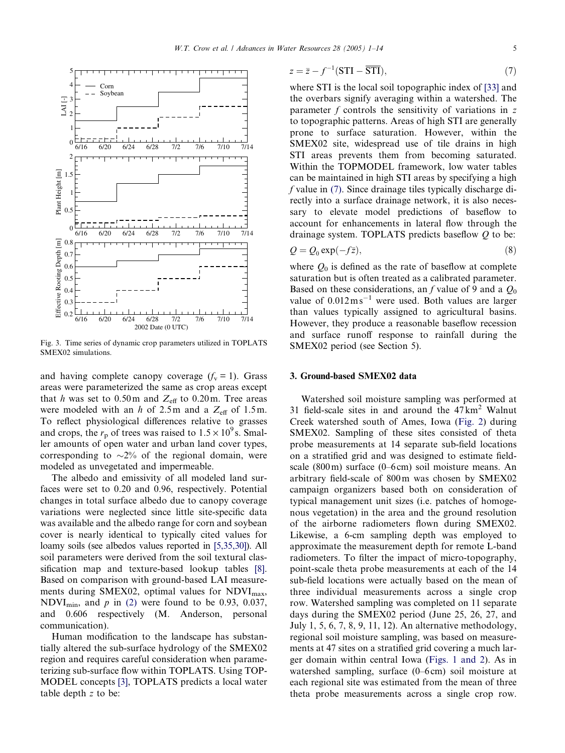Fig. 3. Time series of dynamic crop parameters utilized in TOPLATS SMEX02 simulations.

and having complete canopy coverage ($f_v = 1$). Grass areas were parameterized the same as crop areas except that $h$ was set to 0.50 m and $Z_{eff}$ to 0.20 m. Tree areas were modeled with an $h$ of 2.5 m and a $Z_{eff}$ of 1.5 m. To reflect physiological differences relative to grasses and crops, the $r_p$ of trees was raised to $1.5 \times 10^9$ s. Smaller amounts of open water and urban land cover types, corresponding to ~2% of the regional domain, were modeled as unvegetated and impermeable.

The albedo and emissivity of all modeled land surfaces were set to 0.20 and 0.96, respectively. Potential changes in total surface albedo due to canopy coverage variations were neglected since little site-specific data was available and the albedo range for corn and soybean cover is nearly identical to typically cited values for loamy soils (see albedos values reported in [5,35,30]). All soil parameters were derived from the soil textural classification map and texture-based lookup tables [8]. Based on comparison with ground-based LAI measurements during SMEX02, optimal values for $\mathrm{NDVI}_{max}$, $\mathrm{NDVI}_{min}$, and $p$ in (2) were found to be 0.93, 0.037, and 0.606 respectively (M. Anderson, personal communication).

Human modification to the landscape has substantially altered the sub-surface hydrology of the SMEX02 region and requires careful consideration when parameterizing sub-surface flow within TOPLATS. Using TOPMODEL concepts [3], TOPLATS predicts a local water table depth $z$ to be:

$$z = \bar{z} - f^{-1}(\mathrm{STI} - \overline{\mathrm{STI}}), \tag{7}$$

where STI is the local soil topographic index of [33] and the overbars signify averaging within a watershed. The parameter $f$ controls the sensitivity of variations in $z$ to topographic patterns. Areas of high STI are generally prone to surface saturation. However, within the SMEX02 site, widespread use of tile drains in high STI areas prevents them from becoming saturated. Within the TOPMODEL framework, low water tables can be maintained in high STI areas by specifying a high $f$ value in (7). Since drainage tiles typically discharge directly into a surface drainage network, it is also necessary to elevate model predictions of baseflow to account for enhancements in lateral flow through the drainage system. TOPLATS predicts baseflow $Q$ to be:

$$Q = Q_0 \exp(-f\bar{z}), \tag{8}$$

where $Q_0$ is defined as the rate of baseflow at complete saturation but is often treated as a calibrated parameter. Based on these considerations, an $f$ value of 9 and a $Q_0$ value of $0.012\,\mathrm{m\,s^{-1}}$ were used. Both values are larger than values typically assigned to agricultural basins. However, they produce a reasonable baseflow recession and surface runoff response to rainfall during the SMEX02 period (see Section 5).

## 3. Ground-based SMEX02 data

Watershed soil moisture sampling was performed at 31 field-scale sites in and around the 47 km$^2$ Walnut Creek watershed south of Ames, Iowa (Fig. 2) during SMEX02. Sampling of these sites consisted of theta probe measurements at 14 separate sub-field locations on a stratified grid and was designed to estimate field-scale (800 m) surface (0–6 cm) soil moisture means. An arbitrary field-scale of 800 m was chosen by SMEX02 campaign organizers based both on consideration of typical management unit sizes (i.e. patches of homogenous vegetation) in the area and the ground resolution of the airborne radiometers flown during SMEX02. Likewise, a 6-cm sampling depth was employed to approximate the measurement depth for remote L-band radiometers. To filter the impact of micro-topography, point-scale theta probe measurements at each of the 14 sub-field locations were actually based on the mean of three individual measurements across a single crop row. Watershed sampling was completed on 11 separate days during the SMEX02 period (June 25, 26, 27, and July 1, 5, 6, 7, 8, 9, 11, 12). An alternative methodology, regional soil moisture sampling, was based on measurements at 47 sites on a stratified grid covering a much larger domain within central Iowa (Figs. 1 and 2). As in watershed sampling, surface (0–6 cm) soil moisture at each regional site was estimated from the mean of three theta probe measurements across a single crop row.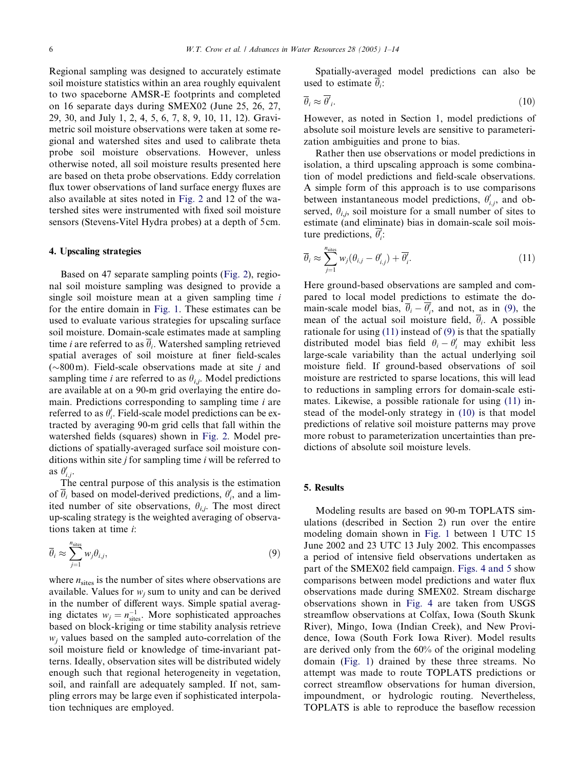Regional sampling was designed to accurately estimate soil moisture statistics within an area roughly equivalent to two spaceborne AMSR-E footprints and completed on 16 separate days during SMEX02 (June 25, 26, 27, 29, 30, and July 1, 2, 4, 5, 6, 7, 8, 9, 10, 11, 12). Gravimetric soil moisture observations were taken at some regional and watershed sites and used to calibrate theta probe soil moisture observations. However, unless otherwise noted, all soil moisture results presented here are based on theta probe observations. Eddy correlation flux tower observations of land surface energy fluxes are also available at sites noted in Fig. 2 and 12 of the watershed sites were instrumented with fixed soil moisture sensors (Stevens-Vitel Hydra probes) at a depth of 5 cm.

## 4. Upscaling strategies

Based on 47 separate sampling points (Fig. 2), regional soil moisture sampling was designed to provide a single soil moisture mean at a given sampling time $i$ for the entire domain in Fig. 1. These estimates can be used to evaluate various strategies for upscaling surface soil moisture. Domain-scale estimates made at sampling time $i$ are referred to as $\overline{\theta}_i$. Watershed sampling retrieved spatial averages of soil moisture at finer field-scales (~800 m). Field-scale observations made at site $j$ and sampling time $i$ are referred to as $\theta_{i,j}$. Model predictions are available at on a 90-m grid overlaying the entire domain. Predictions corresponding to sampling time $i$ are referred to as $\theta'_i$. Field-scale model predictions can be extracted by averaging 90-m grid cells that fall within the watershed fields (squares) shown in Fig. 2. Model predictions of spatially-averaged surface soil moisture conditions within site $j$ for sampling time $i$ will be referred to as $\theta'_{i,j}$.

The central purpose of this analysis is the estimation of $\overline{\theta}_i$ based on model-derived predictions, $\theta'_i$, and a limited number of site observations, $\theta_{i,j}$. The most direct up-scaling strategy is the weighted averaging of observations taken at time $i$:

$$\overline{\theta}_i \approx \sum_{j=1}^{n_{\text{sites}}} w_j \theta_{i,j}, \tag{9}$$

where $n_{\text{sites}}$ is the number of sites where observations are available. Values for $w_j$ sum to unity and can be derived in the number of different ways. Simple spatial averaging dictates $w_j = n_{\text{sites}}^{-1}$. More sophisticated approaches based on block-kriging or time stability analysis retrieve $w_j$ values based on the sampled auto-correlation of the soil moisture field or knowledge of time-invariant patterns. Ideally, observation sites will be distributed widely enough such that regional heterogeneity in vegetation, soil, and rainfall are adequately sampled. If not, sampling errors may be large even if sophisticated interpolation techniques are employed.

Spatially-averaged model predictions can also be used to estimate $\overline{\theta}_i$:

$$\overline{\theta}_i \approx \overline{\theta'}_i. \tag{10}$$

However, as noted in Section 1, model predictions of absolute soil moisture levels are sensitive to parameterization ambiguities and prone to bias.

Rather then use observations or model predictions in isolation, a third upscaling approach is some combination of model predictions and field-scale observations. A simple form of this approach is to use comparisons between instantaneous model predictions, $\theta'_{i,j}$, and observed, $\theta_{i,j}$, soil moisture for a small number of sites to estimate (and eliminate) bias in domain-scale soil moisture predictions, $\overline{\theta'_i}$:

$$\overline{\theta}_i \approx \sum_{j=1}^{n_{\text{sites}}} w_j(\theta_{i,j} - \theta'_{i,j}) + \overline{\theta'_i}. \tag{11}$$

Here ground-based observations are sampled and compared to local model predictions to estimate the domain-scale model bias, $\overline{\theta}_i - \overline{\theta'_i}$, and not, as in (9), the mean of the actual soil moisture field, $\overline{\theta}_i$. A possible rationale for using (11) instead of (9) is that the spatially distributed model bias field $\theta_i - \theta'_i$ may exhibit less large-scale variability than the actual underlying soil moisture field. If ground-based observations of soil moisture are restricted to sparse locations, this will lead to reductions in sampling errors for domain-scale estimates. Likewise, a possible rationale for using (11) instead of the model-only strategy in (10) is that model predictions of relative soil moisture patterns may prove more robust to parameterization uncertainties than predictions of absolute soil moisture levels.

## 5. Results

Modeling results are based on 90-m TOPLATS simulations (described in Section 2) run over the entire modeling domain shown in Fig. 1 between 1 UTC 15 June 2002 and 23 UTC 13 July 2002. This encompasses a period of intensive field observations undertaken as part of the SMEX02 field campaign. Figs. 4 and 5 show comparisons between model predictions and water flux observations made during SMEX02. Stream discharge observations shown in Fig. 4 are taken from USGS streamflow observations at Colfax, Iowa (South Skunk River), Mingo, Iowa (Indian Creek), and New Providence, Iowa (South Fork Iowa River). Model results are derived only from the 60% of the original modeling domain (Fig. 1) drained by these three streams. No attempt was made to route TOPLATS predictions or correct streamflow observations for human diversion, impoundment, or hydrologic routing. Nevertheless, TOPLATS is able to reproduce the baseflow recession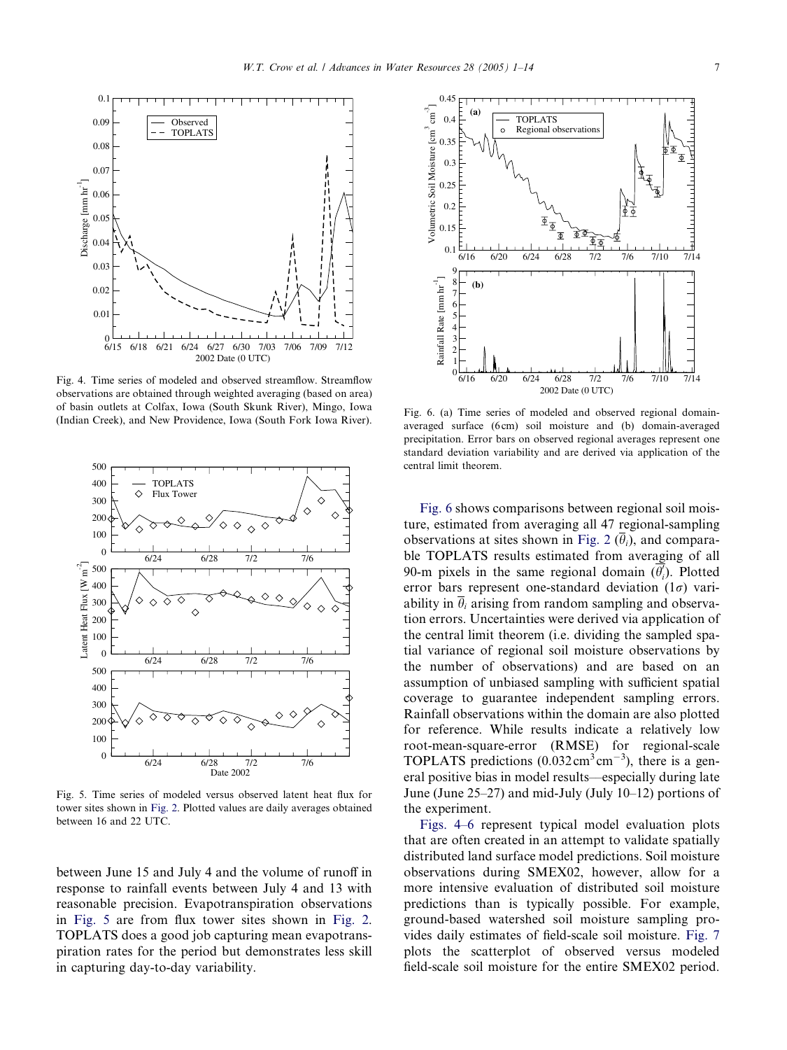Fig. 4. Time series of modeled and observed streamflow. Streamflow observations are obtained through weighted averaging (based on area) of basin outlets at Colfax, Iowa (South Skunk River), Mingo, Iowa (Indian Creek), and New Providence, Iowa (South Fork Iowa River).

Fig. 5. Time series of modeled versus observed latent heat flux for tower sites shown in Fig. 2. Plotted values are daily averages obtained between 16 and 22 UTC.

between June 15 and July 4 and the volume of runoff in response to rainfall events between July 4 and 13 with reasonable precision. Evapotranspiration observations in Fig. 5 are from flux tower sites shown in Fig. 2. TOPLATS does a good job capturing mean evapotranspiration rates for the period but demonstrates less skill in capturing day-to-day variability.

Fig. 6. (a) Time series of modeled and observed regional domain-averaged surface (6 cm) soil moisture and (b) domain-averaged precipitation. Error bars on observed regional averages represent one standard deviation variability and are derived via application of the central limit theorem.

Fig. 6 shows comparisons between regional soil moisture, estimated from averaging all 47 regional-sampling observations at sites shown in Fig. 2 ($\overline{\theta}_i$), and comparable TOPLATS results estimated from averaging of all 90-m pixels in the same regional domain ($\overline{\theta}_i^{\prime}$). Plotted error bars represent one-standard deviation ($1\sigma$) variability in $\overline{\theta}_i$ arising from random sampling and observation errors. Uncertainties were derived via application of the central limit theorem (i.e. dividing the sampled spatial variance of regional soil moisture observations by the number of observations) and are based on an assumption of unbiased sampling with sufficient spatial coverage to guarantee independent sampling errors. Rainfall observations within the domain are also plotted for reference. While results indicate a relatively low root-mean-square-error (RMSE) for regional-scale TOPLATS predictions ($0.032\,\text{cm}^3\,\text{cm}^{-3}$), there is a general positive bias in model results—especially during late June (June 25–27) and mid-July (July 10–12) portions of the experiment.

Figs. 4–6 represent typical model evaluation plots that are often created in an attempt to validate spatially distributed land surface model predictions. Soil moisture observations during SMEX02, however, allow for a more intensive evaluation of distributed soil moisture predictions than is typically possible. For example, ground-based watershed soil moisture sampling provides daily estimates of field-scale soil moisture. Fig. 7 plots the scatterplot of observed versus modeled field-scale soil moisture for the entire SMEX02 period.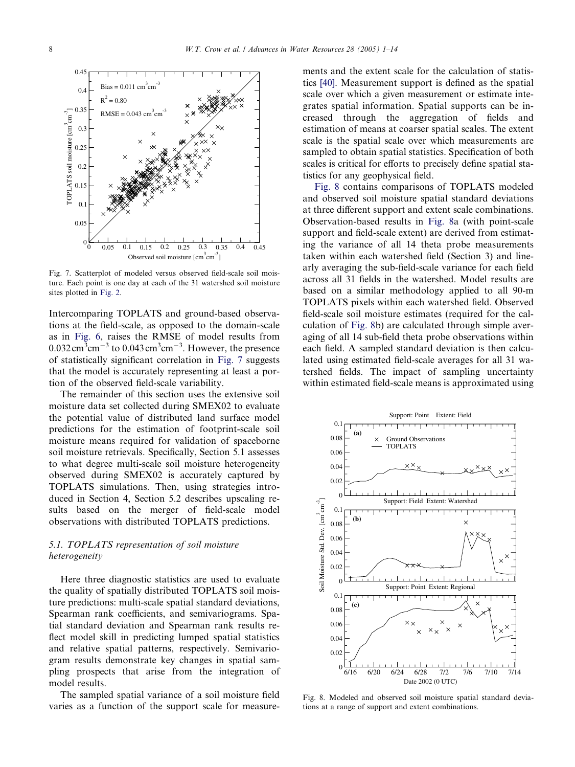Fig. 7. Scatterplot of modeled versus observed field-scale soil moisture. Each point is one day at each of the 31 watershed soil moisture sites plotted in Fig. 2.

Intercomparing TOPLATS and ground-based observations at the field-scale, as opposed to the domain-scale as in Fig. 6, raises the RMSE of model results from $0.032\,\mathrm{cm^3cm^{-3}}$ to $0.043\,\mathrm{cm^3cm^{-3}}$. However, the presence of statistically significant correlation in Fig. 7 suggests that the model is accurately representing at least a portion of the observed field-scale variability.

The remainder of this section uses the extensive soil moisture data set collected during SMEX02 to evaluate the potential value of distributed land surface model predictions for the estimation of footprint-scale soil moisture means required for validation of spaceborne soil moisture retrievals. Specifically, Section 5.1 assesses to what degree multi-scale soil moisture heterogeneity observed during SMEX02 is accurately captured by TOPLATS simulations. Then, using strategies introduced in Section 4, Section 5.2 describes upscaling results based on the merger of field-scale model observations with distributed TOPLATS predictions.

### 5.1. TOPLATS representation of soil moisture heterogeneity

Here three diagnostic statistics are used to evaluate the quality of spatially distributed TOPLATS soil moisture predictions: multi-scale spatial standard deviations, Spearman rank coefficients, and semivariograms. Spatial standard deviation and Spearman rank results reflect model skill in predicting lumped spatial statistics and relative spatial patterns, respectively. Semivariogram results demonstrate key changes in spatial sampling prospects that arise from the integration of model results.

The sampled spatial variance of a soil moisture field varies as a function of the support scale for measurements and the extent scale for the calculation of statistics [40]. Measurement support is defined as the spatial scale over which a given measurement or estimate integrates spatial information. Spatial supports can be increased through the aggregation of fields and estimation of means at coarser spatial scales. The extent scale is the spatial scale over which measurements are sampled to obtain spatial statistics. Specification of both scales is critical for efforts to precisely define spatial statistics for any geophysical field.

Fig. 8 contains comparisons of TOPLATS modeled and observed soil moisture spatial standard deviations at three different support and extent scale combinations. Observation-based results in Fig. 8a (with point-scale support and field-scale extent) are derived from estimating the variance of all 14 theta probe measurements taken within each watershed field (Section 3) and linearly averaging the sub-field-scale variance for each field across all 31 fields in the watershed. Model results are based on a similar methodology applied to all 90-m TOPLATS pixels within each watershed field. Observed field-scale soil moisture estimates (required for the calculation of Fig. 8b) are calculated through simple averaging of all 14 sub-field theta probe observations within each field. A sampled standard deviation is then calculated using estimated field-scale averages for all 31 watershed fields. The impact of sampling uncertainty within estimated field-scale means is approximated using

Fig. 8. Modeled and observed soil moisture spatial standard deviations at a range of support and extent combinations.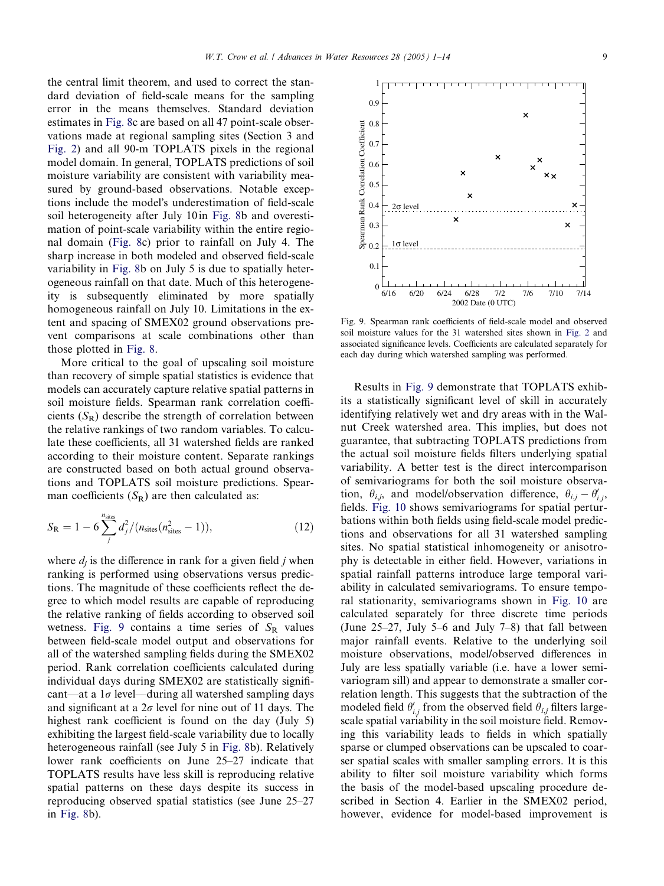the central limit theorem, and used to correct the standard deviation of field-scale means for the sampling error in the means themselves. Standard deviation estimates in Fig. 8c are based on all 47 point-scale observations made at regional sampling sites (Section 3 and Fig. 2) and all 90-m TOPLATS pixels in the regional model domain. In general, TOPLATS predictions of soil moisture variability are consistent with variability measured by ground-based observations. Notable exceptions include the model's underestimation of field-scale soil heterogeneity after July 10 in Fig. 8b and overestimation of point-scale variability within the entire regional domain (Fig. 8c) prior to rainfall on July 4. The sharp increase in both modeled and observed field-scale variability in Fig. 8b on July 5 is due to spatially heterogeneous rainfall on that date. Much of this heterogeneity is subsequently eliminated by more spatially homogeneous rainfall on July 10. Limitations in the extent and spacing of SMEX02 ground observations prevent comparisons at scale combinations other than those plotted in Fig. 8.

More critical to the goal of upscaling soil moisture than recovery of simple spatial statistics is evidence that models can accurately capture relative spatial patterns in soil moisture fields. Spearman rank correlation coefficients ($S_R$) describe the strength of correlation between the relative rankings of two random variables. To calculate these coefficients, all 31 watershed fields are ranked according to their moisture content. Separate rankings are constructed based on both actual ground observations and TOPLATS soil moisture predictions. Spearman coefficients ($S_R$) are then calculated as:

$$S_R = 1 - 6\sum_{j}^{n_{\text{sites}}} d_j^2/(n_{\text{sites}}(n_{\text{sites}}^2 - 1)), \tag{12}$$

where $d_j$ is the difference in rank for a given field $j$ when ranking is performed using observations versus predictions. The magnitude of these coefficients reflect the degree to which model results are capable of reproducing the relative ranking of fields according to observed soil wetness. Fig. 9 contains a time series of $S_R$ values between field-scale model output and observations for all of the watershed sampling fields during the SMEX02 period. Rank correlation coefficients calculated during individual days during SMEX02 are statistically significant—at a $1\sigma$ level—during all watershed sampling days and significant at a $2\sigma$ level for nine out of 11 days. The highest rank coefficient is found on the day (July 5) exhibiting the largest field-scale variability due to locally heterogeneous rainfall (see July 5 in Fig. 8b). Relatively lower rank coefficients on June 25–27 indicate that TOPLATS results have less skill is reproducing relative spatial patterns on these days despite its success in reproducing observed spatial statistics (see June 25–27 in Fig. 8b).

Fig. 9. Spearman rank coefficients of field-scale model and observed soil moisture values for the 31 watershed sites shown in Fig. 2 and associated significance levels. Coefficients are calculated separately for each day during which watershed sampling was performed.

Results in Fig. 9 demonstrate that TOPLATS exhibits a statistically significant level of skill in accurately identifying relatively wet and dry areas with in the Walnut Creek watershed area. This implies, but does not guarantee, that subtracting TOPLATS predictions from the actual soil moisture fields filters underlying spatial variability. A better test is the direct intercomparison of semivariograms for both the soil moisture observation, $\theta_{i,j}$, and model/observation difference, $\theta_{i,j} - \theta'_{i,j}$, fields. Fig. 10 shows semivariograms for spatial perturbations within both fields using field-scale model predictions and observations for all 31 watershed sampling sites. No spatial statistical inhomogeneity or anisotrophy is detectable in either field. However, variations in spatial rainfall patterns introduce large temporal variability in calculated semivariograms. To ensure temporal stationarity, semivariograms shown in Fig. 10 are calculated separately for three discrete time periods (June 25–27, July 5–6 and July 7–8) that fall between major rainfall events. Relative to the underlying soil moisture observations, model/observed differences in July are less spatially variable (i.e. have a lower semivariogram sill) and appear to demonstrate a smaller correlation length. This suggests that the subtraction of the modeled field $\theta'_{i,j}$ from the observed field $\theta_{i,j}$ filters large-scale spatial variability in the soil moisture field. Removing this variability leads to fields in which spatially sparse or clumped observations can be upscaled to coarser spatial scales with smaller sampling errors. It is this ability to filter soil moisture variability which forms the basis of the model-based upscaling procedure described in Section 4. Earlier in the SMEX02 period, however, evidence for model-based improvement is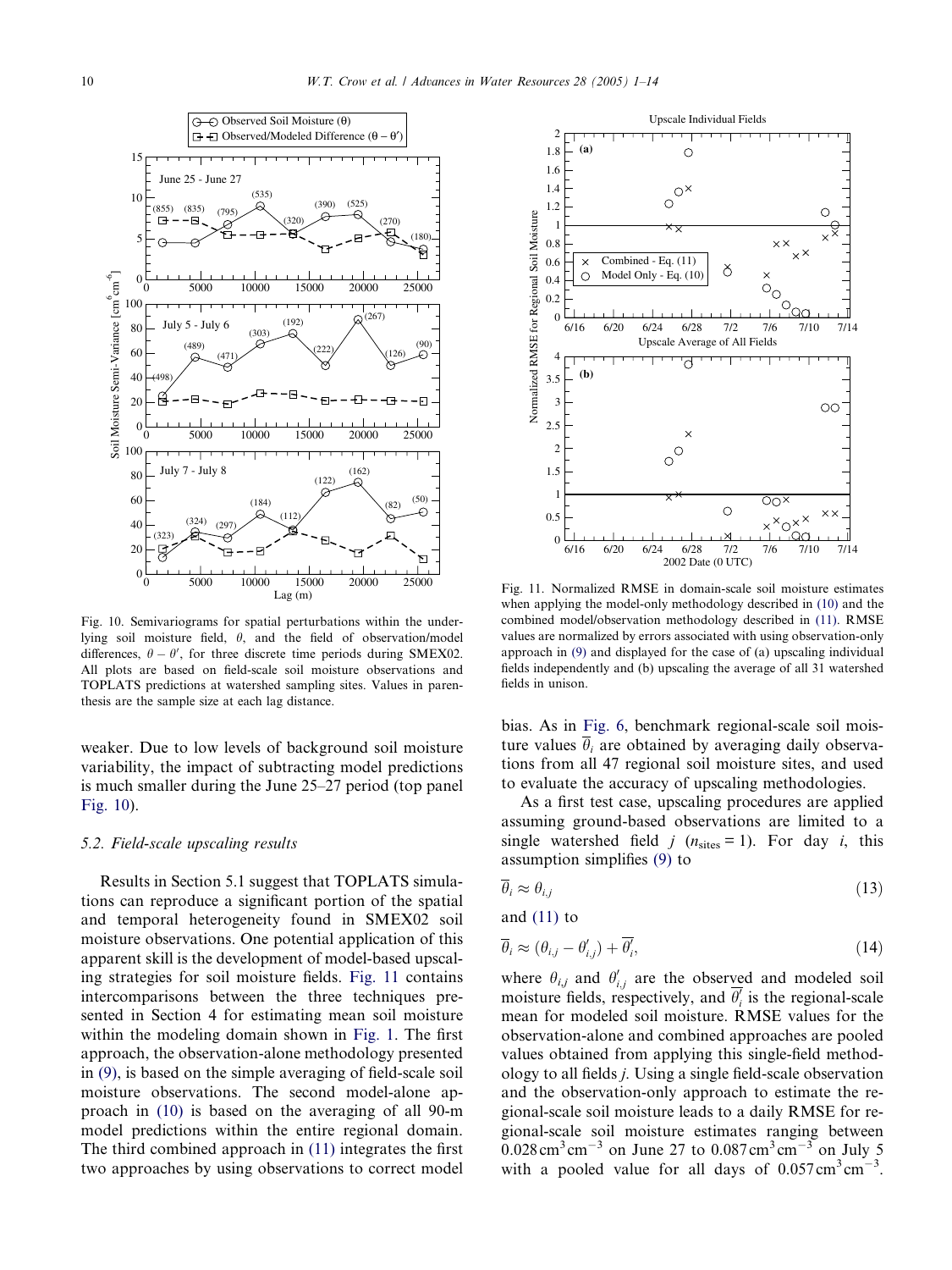Fig. 10. Semivariograms for spatial perturbations within the underlying soil moisture field, $\theta$, and the field of observation/model differences, $\theta - \theta'$, for three discrete time periods during SMEX02. All plots are based on field-scale soil moisture observations and TOPLATS predictions at watershed sampling sites. Values in parenthesis are the sample size at each lag distance.

Fig. 11. Normalized RMSE in domain-scale soil moisture estimates when applying the model-only methodology described in (10) and the combined model/observation methodology described in (11). RMSE values are normalized by errors associated with using observation-only approach in (9) and displayed for the case of (a) upscaling individual fields independently and (b) upscaling the average of all 31 watershed fields in unison.

weaker. Due to low levels of background soil moisture variability, the impact of subtracting model predictions is much smaller during the June 25–27 period (top panel Fig. 10).

### 5.2. Field-scale upscaling results

Results in Section 5.1 suggest that TOPLATS simulations can reproduce a significant portion of the spatial and temporal heterogeneity found in SMEX02 soil moisture observations. One potential application of this apparent skill is the development of model-based upscaling strategies for soil moisture fields. Fig. 11 contains intercomparisons between the three techniques presented in Section 4 for estimating mean soil moisture within the modeling domain shown in Fig. 1. The first approach, the observation-alone methodology presented in (9), is based on the simple averaging of field-scale soil moisture observations. The second model-alone approach in (10) is based on the averaging of all 90-m model predictions within the entire regional domain. The third combined approach in (11) integrates the first two approaches by using observations to correct model bias. As in Fig. 6, benchmark regional-scale soil moisture values $\overline{\theta}_i$ are obtained by averaging daily observations from all 47 regional soil moisture sites, and used to evaluate the accuracy of upscaling methodologies.

As a first test case, upscaling procedures are applied assuming ground-based observations are limited to a single watershed field $j$ ($n_{\text{sites}} = 1$). For day $i$, this assumption simplifies (9) to

$$\overline{\theta}_i \approx \theta_{i,j} \tag{13}$$

and (11) to

$$\overline{\theta}_i \approx (\theta_{i,j} - \theta'_{i,j}) + \overline{\theta'_i}, \tag{14}$$

where $\theta_{i,j}$ and $\theta'_{i,j}$ are the observed and modeled soil moisture fields, respectively, and $\overline{\theta'_i}$ is the regional-scale mean for modeled soil moisture. RMSE values for the observation-alone and combined approaches are pooled values obtained from applying this single-field methodology to all fields $j$. Using a single field-scale observation and the observation-only approach to estimate the regional-scale soil moisture leads to a daily RMSE for regional-scale soil moisture estimates ranging between $0.028\,\text{cm}^3\,\text{cm}^{-3}$ on June 27 to $0.087\,\text{cm}^3\,\text{cm}^{-3}$ on July 5 with a pooled value for all days of $0.057\,\text{cm}^3\,\text{cm}^{-3}$.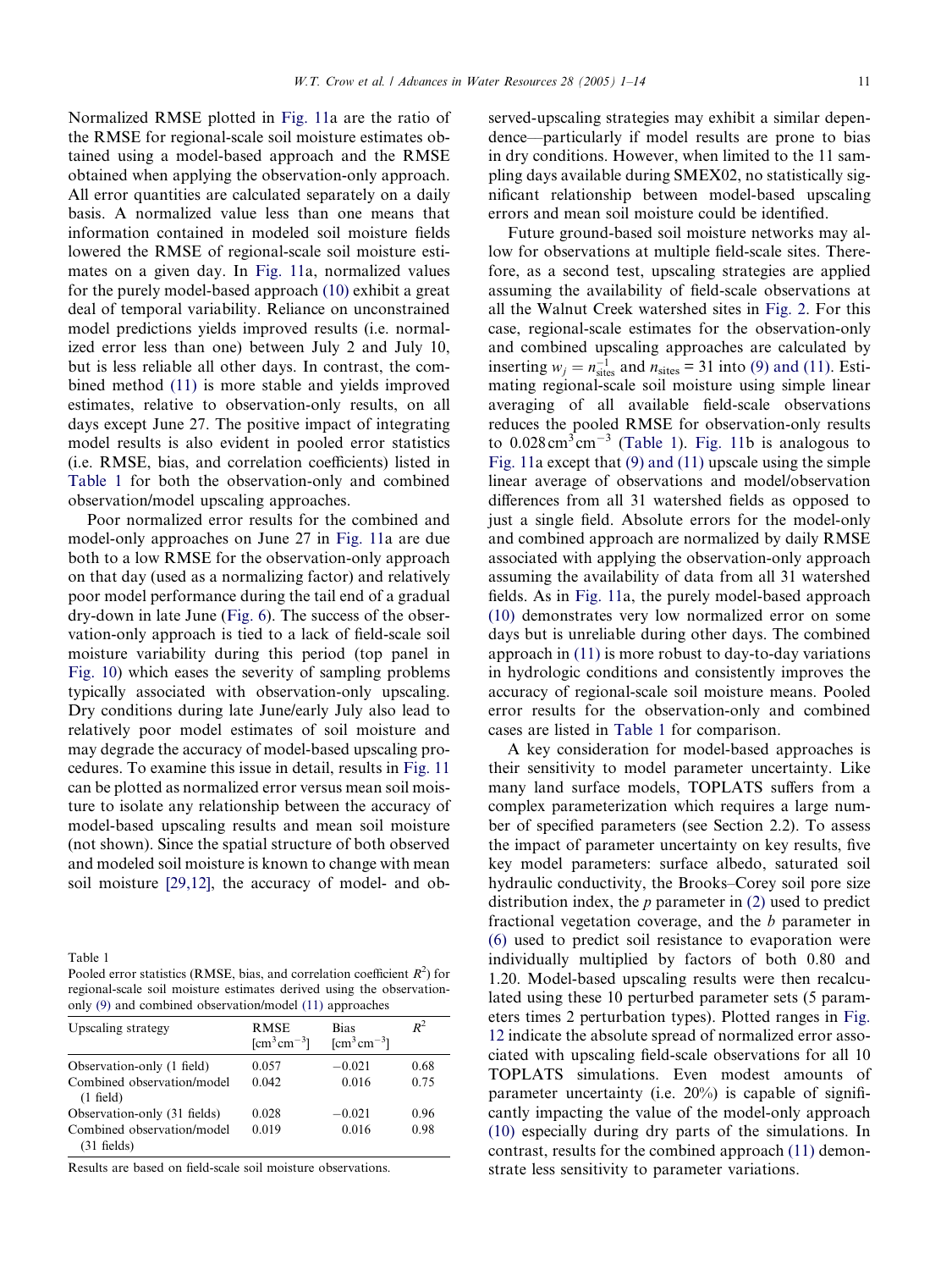Normalized RMSE plotted in Fig. 11a are the ratio of the RMSE for regional-scale soil moisture estimates obtained using a model-based approach and the RMSE obtained when applying the observation-only approach. All error quantities are calculated separately on a daily basis. A normalized value less than one means that information contained in modeled soil moisture fields lowered the RMSE of regional-scale soil moisture estimates on a given day. In Fig. 11a, normalized values for the purely model-based approach (10) exhibit a great deal of temporal variability. Reliance on unconstrained model predictions yields improved results (i.e. normalized error less than one) between July 2 and July 10, but is less reliable all other days. In contrast, the combined method (11) is more stable and yields improved estimates, relative to observation-only results, on all days except June 27. The positive impact of integrating model results is also evident in pooled error statistics (i.e. RMSE, bias, and correlation coefficients) listed in Table 1 for both the observation-only and combined observation/model upscaling approaches.

Poor normalized error results for the combined and model-only approaches on June 27 in Fig. 11a are due both to a low RMSE for the observation-only approach on that day (used as a normalizing factor) and relatively poor model performance during the tail end of a gradual dry-down in late June (Fig. 6). The success of the observation-only approach is tied to a lack of field-scale soil moisture variability during this period (top panel in Fig. 10) which eases the severity of sampling problems typically associated with observation-only upscaling. Dry conditions during late June/early July also lead to relatively poor model estimates of soil moisture and may degrade the accuracy of model-based upscaling procedures. To examine this issue in detail, results in Fig. 11 can be plotted as normalized error versus mean soil moisture to isolate any relationship between the accuracy of model-based upscaling results and mean soil moisture (not shown). Since the spatial structure of both observed and modeled soil moisture is known to change with mean soil moisture [29,12], the accuracy of model- and observed-upscaling strategies may exhibit a similar dependence—particularly if model results are prone to bias in dry conditions. However, when limited to the 11 sampling days available during SMEX02, no statistically significant relationship between model-based upscaling errors and mean soil moisture could be identified.

Future ground-based soil moisture networks may allow for observations at multiple field-scale sites. Therefore, as a second test, upscaling strategies are applied assuming the availability of field-scale observations at all the Walnut Creek watershed sites in Fig. 2. For this case, regional-scale estimates for the observation-only and combined upscaling approaches are calculated by inserting $w_j = n_{\text{sites}}^{-1}$ and $n_{\text{sites}} = 31$ into (9) and (11). Estimating regional-scale soil moisture using simple linear averaging of all available field-scale observations reduces the pooled RMSE for observation-only results to $0.028\,\text{cm}^3\,\text{cm}^{-3}$ (Table 1). Fig. 11b is analogous to Fig. 11a except that (9) and (11) upscale using the simple linear average of observations and model/observation differences from all 31 watershed fields as opposed to just a single field. Absolute errors for the model-only and combined approach are normalized by daily RMSE associated with applying the observation-only approach assuming the availability of data from all 31 watershed fields. As in Fig. 11a, the purely model-based approach (10) demonstrates very low normalized error on some days but is unreliable during other days. The combined approach in (11) is more robust to day-to-day variations in hydrologic conditions and consistently improves the accuracy of regional-scale soil moisture means. Pooled error results for the observation-only and combined cases are listed in Table 1 for comparison.

A key consideration for model-based approaches is their sensitivity to model parameter uncertainty. Like many land surface models, TOPLATS suffers from a complex parameterization which requires a large number of specified parameters (see Section 2.2). To assess the impact of parameter uncertainty on key results, five key model parameters: surface albedo, saturated soil hydraulic conductivity, the Brooks–Corey soil pore size distribution index, the $p$ parameter in (2) used to predict fractional vegetation coverage, and the $b$ parameter in (6) used to predict soil resistance to evaporation were individually multiplied by factors of both 0.80 and 1.20. Model-based upscaling results were then recalculated using these 10 perturbed parameter sets (5 parameters times 2 perturbation types). Plotted ranges in Fig. 12 indicate the absolute spread of normalized error associated with upscaling field-scale observations for all 10 TOPLATS simulations. Even modest amounts of parameter uncertainty (i.e. 20%) is capable of significantly impacting the value of the model-only approach (10) especially during dry parts of the simulations. In contrast, results for the combined approach (11) demonstrate less sensitivity to parameter variations.

Table 1
Pooled error statistics (RMSE, bias, and correlation coefficient $R^2$) for regional-scale soil moisture estimates derived using the observation-only (9) and combined observation/model (11) approaches

| Upscaling strategy | RMSE [$\text{cm}^3\,\text{cm}^{-3}$] | Bias [$\text{cm}^3\,\text{cm}^{-3}$] | $R^2$ |
|---|---|---|---|
| Observation-only (1 field) | 0.057 | −0.021 | 0.68 |
| Combined observation/model (1 field) | 0.042 | 0.016 | 0.75 |
| Observation-only (31 fields) | 0.028 | −0.021 | 0.96 |
| Combined observation/model (31 fields) | 0.019 | 0.016 | 0.98 |

Results are based on field-scale soil moisture observations.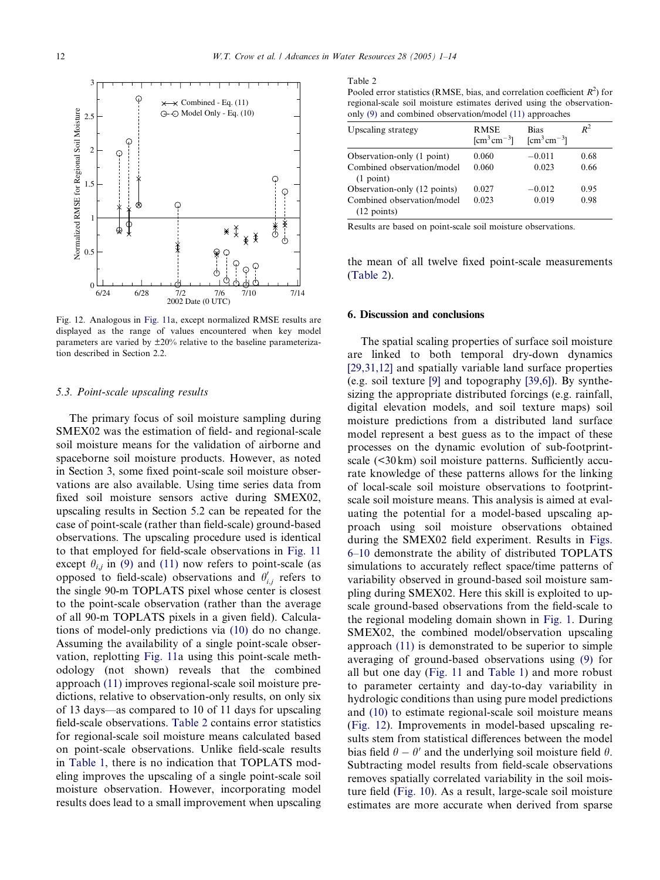Fig. 12. Analogous in Fig. 11a, except normalized RMSE results are displayed as the range of values encountered when key model parameters are varied by ±20% relative to the baseline parameterization described in Section 2.2.

### 5.3. Point-scale upscaling results

The primary focus of soil moisture sampling during SMEX02 was the estimation of field- and regional-scale soil moisture means for the validation of airborne and spaceborne soil moisture products. However, as noted in Section 3, some fixed point-scale soil moisture observations are also available. Using time series data from fixed soil moisture sensors active during SMEX02, upscaling results in Section 5.2 can be repeated for the case of point-scale (rather than field-scale) ground-based observations. The upscaling procedure used is identical to that employed for field-scale observations in Fig. 11 except $\theta_{i,j}$ in (9) and (11) now refers to point-scale (as opposed to field-scale) observations and $\theta'_{i,j}$ refers to the single 90-m TOPLATS pixel whose center is closest to the point-scale observation (rather than the average of all 90-m TOPLATS pixels in a given field). Calculations of model-only predictions via (10) do no change. Assuming the availability of a single point-scale observation, replotting Fig. 11a using this point-scale methodology (not shown) reveals that the combined approach (11) improves regional-scale soil moisture predictions, relative to observation-only results, on only six of 13 days—as compared to 10 of 11 days for upscaling field-scale observations. Table 2 contains error statistics for regional-scale soil moisture means calculated based on point-scale observations. Unlike field-scale results in Table 1, there is no indication that TOPLATS modeling improves the upscaling of a single point-scale soil moisture observation. However, incorporating model results does lead to a small improvement when upscaling the mean of all twelve fixed point-scale measurements (Table 2).

Table 2
Pooled error statistics (RMSE, bias, and correlation coefficient $R^2$) for regional-scale soil moisture estimates derived using the observation-only (9) and combined observation/model (11) approaches

| Upscaling strategy | RMSE [$cm^3\,cm^{-3}$] | Bias [$cm^3\,cm^{-3}$] | $R^2$ |
|---|---|---|---|
| Observation-only (1 point) | 0.060 | −0.011 | 0.68 |
| Combined observation/model (1 point) | 0.060 | 0.023 | 0.66 |
| Observation-only (12 points) | 0.027 | −0.012 | 0.95 |
| Combined observation/model (12 points) | 0.023 | 0.019 | 0.98 |

Results are based on point-scale soil moisture observations.

## 6. Discussion and conclusions

The spatial scaling properties of surface soil moisture are linked to both temporal dry-down dynamics [29,31,12] and spatially variable land surface properties (e.g. soil texture [9] and topography [39,6]). By synthesizing the appropriate distributed forcings (e.g. rainfall, digital elevation models, and soil texture maps) soil moisture predictions from a distributed land surface model represent a best guess as to the impact of these processes on the dynamic evolution of sub-footprint-scale (<30 km) soil moisture patterns. Sufficiently accurate knowledge of these patterns allows for the linking of local-scale soil moisture observations to footprint-scale soil moisture means. This analysis is aimed at evaluating the potential for a model-based upscaling approach using soil moisture observations obtained during the SMEX02 field experiment. Results in Figs. 6–10 demonstrate the ability of distributed TOPLATS simulations to accurately reflect space/time patterns of variability observed in ground-based soil moisture sampling during SMEX02. Here this skill is exploited to upscale ground-based observations from the field-scale to the regional modeling domain shown in Fig. 1. During SMEX02, the combined model/observation upscaling approach (11) is demonstrated to be superior to simple averaging of ground-based observations using (9) for all but one day (Fig. 11 and Table 1) and more robust to parameter certainty and day-to-day variability in hydrologic conditions than using pure model predictions and (10) to estimate regional-scale soil moisture means (Fig. 12). Improvements in model-based upscaling results stem from statistical differences between the model bias field $\theta - \theta'$ and the underlying soil moisture field $\theta$. Subtracting model results from field-scale observations removes spatially correlated variability in the soil moisture field (Fig. 10). As a result, large-scale soil moisture estimates are more accurate when derived from sparse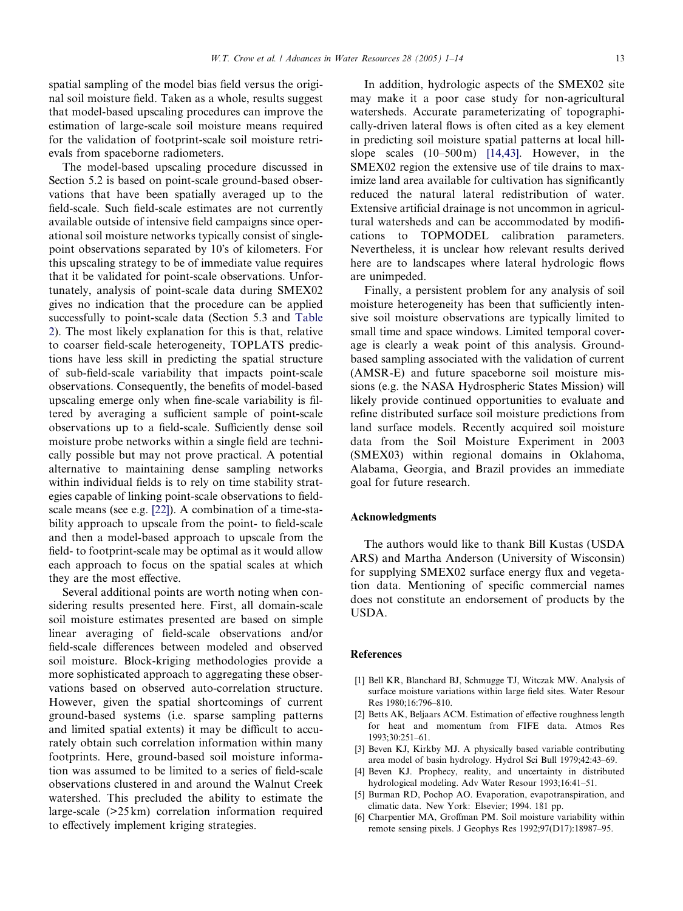spatial sampling of the model bias field versus the original soil moisture field. Taken as a whole, results suggest that model-based upscaling procedures can improve the estimation of large-scale soil moisture means required for the validation of footprint-scale soil moisture retrievals from spaceborne radiometers.

The model-based upscaling procedure discussed in Section 5.2 is based on point-scale ground-based observations that have been spatially averaged up to the field-scale. Such field-scale estimates are not currently available outside of intensive field campaigns since operational soil moisture networks typically consist of single-point observations separated by 10's of kilometers. For this upscaling strategy to be of immediate value requires that it be validated for point-scale observations. Unfortunately, analysis of point-scale data during SMEX02 gives no indication that the procedure can be applied successfully to point-scale data (Section 5.3 and Table 2). The most likely explanation for this is that, relative to coarser field-scale heterogeneity, TOPLATS predictions have less skill in predicting the spatial structure of sub-field-scale variability that impacts point-scale observations. Consequently, the benefits of model-based upscaling emerge only when fine-scale variability is filtered by averaging a sufficient sample of point-scale observations up to a field-scale. Sufficiently dense soil moisture probe networks within a single field are technically possible but may not prove practical. A potential alternative to maintaining dense sampling networks within individual fields is to rely on time stability strategies capable of linking point-scale observations to field-scale means (see e.g. [22]). A combination of a time-stability approach to upscale from the point- to field-scale and then a model-based approach to upscale from the field- to footprint-scale may be optimal as it would allow each approach to focus on the spatial scales at which they are the most effective.

Several additional points are worth noting when considering results presented here. First, all domain-scale soil moisture estimates presented are based on simple linear averaging of field-scale observations and/or field-scale differences between modeled and observed soil moisture. Block-kriging methodologies provide a more sophisticated approach to aggregating these observations based on observed auto-correlation structure. However, given the spatial shortcomings of current ground-based systems (i.e. sparse sampling patterns and limited spatial extents) it may be difficult to accurately obtain such correlation information within many footprints. Here, ground-based soil moisture information was assumed to be limited to a series of field-scale observations clustered in and around the Walnut Creek watershed. This precluded the ability to estimate the large-scale (>25 km) correlation information required to effectively implement kriging strategies.

In addition, hydrologic aspects of the SMEX02 site may make it a poor case study for non-agricultural watersheds. Accurate parameterizating of topographically-driven lateral flows is often cited as a key element in predicting soil moisture spatial patterns at local hillslope scales (10–500 m) [14,43]. However, in the SMEX02 region the extensive use of tile drains to maximize land area available for cultivation has significantly reduced the natural lateral redistribution of water. Extensive artificial drainage is not uncommon in agricultural watersheds and can be accommodated by modifications to TOPMODEL calibration parameters. Nevertheless, it is unclear how relevant results derived here are to landscapes where lateral hydrologic flows are unimpeded.

Finally, a persistent problem for any analysis of soil moisture heterogeneity has been that sufficiently intensive soil moisture observations are typically limited to small time and space windows. Limited temporal coverage is clearly a weak point of this analysis. Ground-based sampling associated with the validation of current (AMSR-E) and future spaceborne soil moisture missions (e.g. the NASA Hydrospheric States Mission) will likely provide continued opportunities to evaluate and refine distributed surface soil moisture predictions from land surface models. Recently acquired soil moisture data from the Soil Moisture Experiment in 2003 (SMEX03) within regional domains in Oklahoma, Alabama, Georgia, and Brazil provides an immediate goal for future research.

## Acknowledgments

The authors would like to thank Bill Kustas (USDA ARS) and Martha Anderson (University of Wisconsin) for supplying SMEX02 surface energy flux and vegetation data. Mentioning of specific commercial names does not constitute an endorsement of products by the USDA.

## References

[1] Bell KR, Blanchard BJ, Schmugge TJ, Witczak MW. Analysis of surface moisture variations within large field sites. Water Resour Res 1980;16:796–810.

[2] Betts AK, Beljaars ACM. Estimation of effective roughness length for heat and momentum from FIFE data. Atmos Res 1993;30:251–61.

[3] Beven KJ, Kirkby MJ. A physically based variable contributing area model of basin hydrology. Hydrol Sci Bull 1979;42:43–69.

[4] Beven KJ. Prophecy, reality, and uncertainty in distributed hydrological modeling. Adv Water Resour 1993;16:41–51.

[5] Burman RD, Pochop AO. Evaporation, evapotranspiration, and climatic data. New York: Elsevier; 1994. 181 pp.

[6] Charpentier MA, Groffman PM. Soil moisture variability within remote sensing pixels. J Geophys Res 1992;97(D17):18987–95.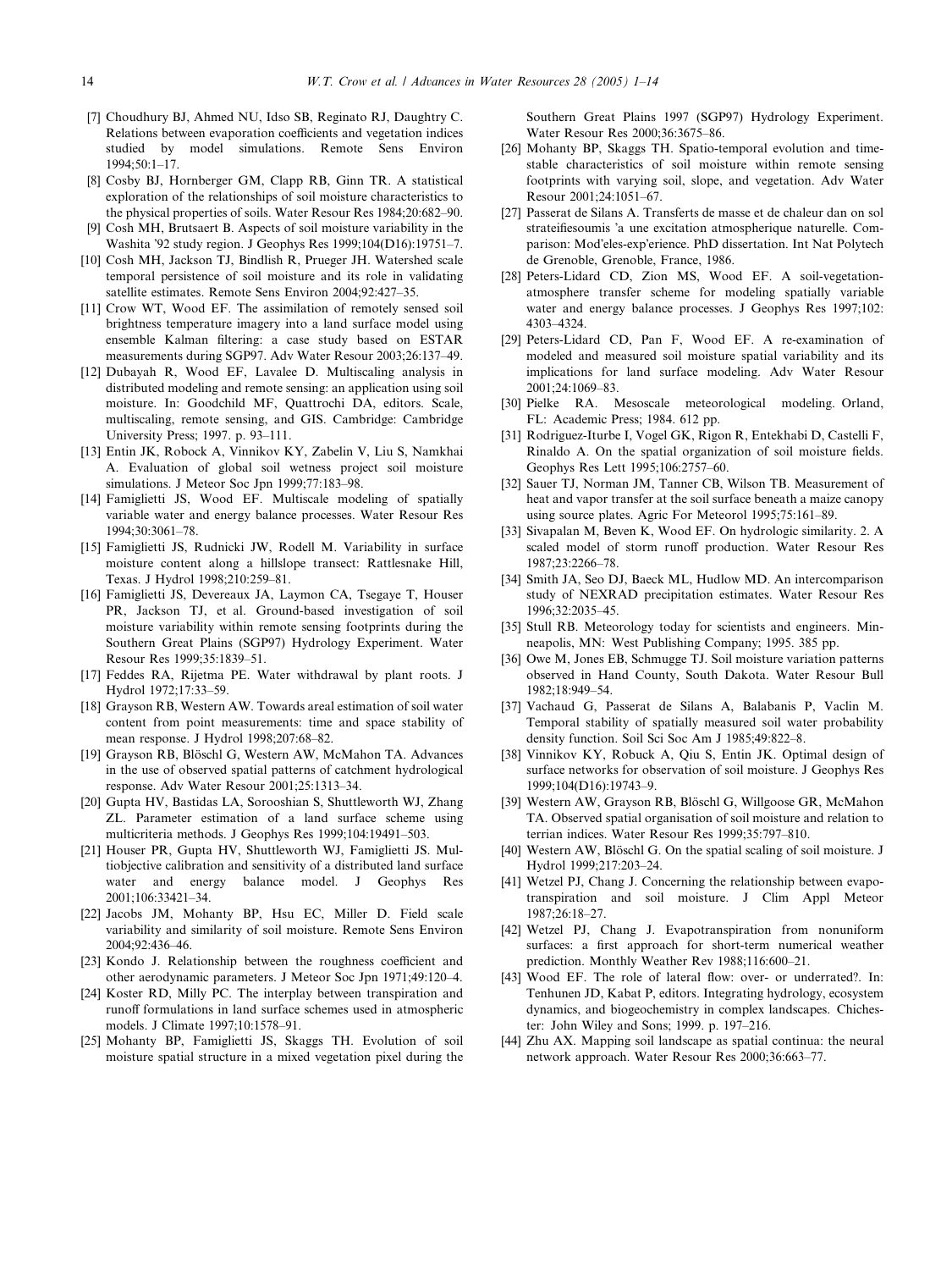[7] Choudhury BJ, Ahmed NU, Idso SB, Reginato RJ, Daughtry C. Relations between evaporation coefficients and vegetation indices studied by model simulations. Remote Sens Environ 1994;50:1–17.

[8] Cosby BJ, Hornberger GM, Clapp RB, Ginn TR. A statistical exploration of the relationships of soil moisture characteristics to the physical properties of soils. Water Resour Res 1984;20:682–90.

[9] Cosh MH, Brutsaert B. Aspects of soil moisture variability in the Washita '92 study region. J Geophys Res 1999;104(D16):19751–7.

[10] Cosh MH, Jackson TJ, Bindlish R, Prueger JH. Watershed scale temporal persistence of soil moisture and its role in validating satellite estimates. Remote Sens Environ 2004;92:427–35.

[11] Crow WT, Wood EF. The assimilation of remotely sensed soil brightness temperature imagery into a land surface model using ensemble Kalman filtering: a case study based on ESTAR measurements during SGP97. Adv Water Resour 2003;26:137–49.

[12] Dubayah R, Wood EF, Lavalee D. Multiscaling analysis in distributed modeling and remote sensing: an application using soil moisture. In: Goodchild MF, Quattrochi DA, editors. Scale, multiscaling, remote sensing, and GIS. Cambridge: Cambridge University Press; 1997. p. 93–111.

[13] Entin JK, Robock A, Vinnikov KY, Zabelin V, Liu S, Namkhai A. Evaluation of global soil wetness project soil moisture simulations. J Meteor Soc Jpn 1999;77:183–98.

[14] Famiglietti JS, Wood EF. Multiscale modeling of spatially variable water and energy balance processes. Water Resour Res 1994;30:3061–78.

[15] Famiglietti JS, Rudnicki JW, Rodell M. Variability in surface moisture content along a hillslope transect: Rattlesnake Hill, Texas. J Hydrol 1998;210:259–81.

[16] Famiglietti JS, Devereaux JA, Laymon CA, Tsegaye T, Houser PR, Jackson TJ, et al. Ground-based investigation of soil moisture variability within remote sensing footprints during the Southern Great Plains (SGP97) Hydrology Experiment. Water Resour Res 1999;35:1839–51.

[17] Feddes RA, Rijetma PE. Water withdrawal by plant roots. J Hydrol 1972;17:33–59.

[18] Grayson RB, Western AW. Towards areal estimation of soil water content from point measurements: time and space stability of mean response. J Hydrol 1998;207:68–82.

[19] Grayson RB, Blöschl G, Western AW, McMahon TA. Advances in the use of observed spatial patterns of catchment hydrological response. Adv Water Resour 2001;25:1313–34.

[20] Gupta HV, Bastidas LA, Sorooshian S, Shuttleworth WJ, Zhang ZL. Parameter estimation of a land surface scheme using multicriteria methods. J Geophys Res 1999;104:19491–503.

[21] Houser PR, Gupta HV, Shuttleworth WJ, Famiglietti JS. Multiobjective calibration and sensitivity of a distributed land surface water and energy balance model. J Geophys Res 2001;106:33421–34.

[22] Jacobs JM, Mohanty BP, Hsu EC, Miller D. Field scale variability and similarity of soil moisture. Remote Sens Environ 2004;92:436–46.

[23] Kondo J. Relationship between the roughness coefficient and other aerodynamic parameters. J Meteor Soc Jpn 1971;49:120–4.

[24] Koster RD, Milly PC. The interplay between transpiration and runoff formulations in land surface schemes used in atmospheric models. J Climate 1997;10:1578–91.

[25] Mohanty BP, Famiglietti JS, Skaggs TH. Evolution of soil moisture spatial structure in a mixed vegetation pixel during the Southern Great Plains 1997 (SGP97) Hydrology Experiment. Water Resour Res 2000;36:3675–86.

[26] Mohanty BP, Skaggs TH. Spatio-temporal evolution and time-stable characteristics of soil moisture within remote sensing footprints with varying soil, slope, and vegetation. Adv Water Resour 2001;24:1051–67.

[27] Passerat de Silans A. Transferts de masse et de chaleur dan on sol strateifiesoumis 'a une excitation atmospherique naturelle. Comparison: Mod'eles-exp'erience. PhD dissertation. Int Nat Polytech de Grenoble, Grenoble, France, 1986.

[28] Peters-Lidard CD, Zion MS, Wood EF. A soil-vegetation-atmosphere transfer scheme for modeling spatially variable water and energy balance processes. J Geophys Res 1997;102: 4303–4324.

[29] Peters-Lidard CD, Pan F, Wood EF. A re-examination of modeled and measured soil moisture spatial variability and its implications for land surface modeling. Adv Water Resour 2001;24:1069–83.

[30] Pielke RA. Mesoscale meteorological modeling. Orland, FL: Academic Press; 1984. 612 pp.

[31] Rodriguez-Iturbe I, Vogel GK, Rigon R, Entekhabi D, Castelli F, Rinaldo A. On the spatial organization of soil moisture fields. Geophys Res Lett 1995;106:2757–60.

[32] Sauer TJ, Norman JM, Tanner CB, Wilson TB. Measurement of heat and vapor transfer at the soil surface beneath a maize canopy using source plates. Agric For Meteorol 1995;75:161–89.

[33] Sivapalan M, Beven K, Wood EF. On hydrologic similarity. 2. A scaled model of storm runoff production. Water Resour Res 1987;23:2266–78.

[34] Smith JA, Seo DJ, Baeck ML, Hudlow MD. An intercomparison study of NEXRAD precipitation estimates. Water Resour Res 1996;32:2035–45.

[35] Stull RB. Meteorology today for scientists and engineers. Minneapolis, MN: West Publishing Company; 1995. 385 pp.

[36] Owe M, Jones EB, Schmugge TJ. Soil moisture variation patterns observed in Hand County, South Dakota. Water Resour Bull 1982;18:949–54.

[37] Vachaud G, Passerat de Silans A, Balabanis P, Vaclin M. Temporal stability of spatially measured soil water probability density function. Soil Sci Soc Am J 1985;49:822–8.

[38] Vinnikov KY, Robuck A, Qiu S, Entin JK. Optimal design of surface networks for observation of soil moisture. J Geophys Res 1999;104(D16):19743–9.

[39] Western AW, Grayson RB, Blöschl G, Willgoose GR, McMahon TA. Observed spatial organisation of soil moisture and relation to terrian indices. Water Resour Res 1999;35:797–810.

[40] Western AW, Blöschl G. On the spatial scaling of soil moisture. J Hydrol 1999;217:203–24.

[41] Wetzel PJ, Chang J. Concerning the relationship between evapotranspiration and soil moisture. J Clim Appl Meteor 1987;26:18–27.

[42] Wetzel PJ, Chang J. Evapotranspiration from nonuniform surfaces: a first approach for short-term numerical weather prediction. Monthly Weather Rev 1988;116:600–21.

[43] Wood EF. The role of lateral flow: over- or underrated?. In: Tenhunen JD, Kabat P, editors. Integrating hydrology, ecosystem dynamics, and biogeochemistry in complex landscapes. Chichester: John Wiley and Sons; 1999. p. 197–216.

[44] Zhu AX. Mapping soil landscape as spatial continua: the neural network approach. Water Resour Res 2000;36:663–77.